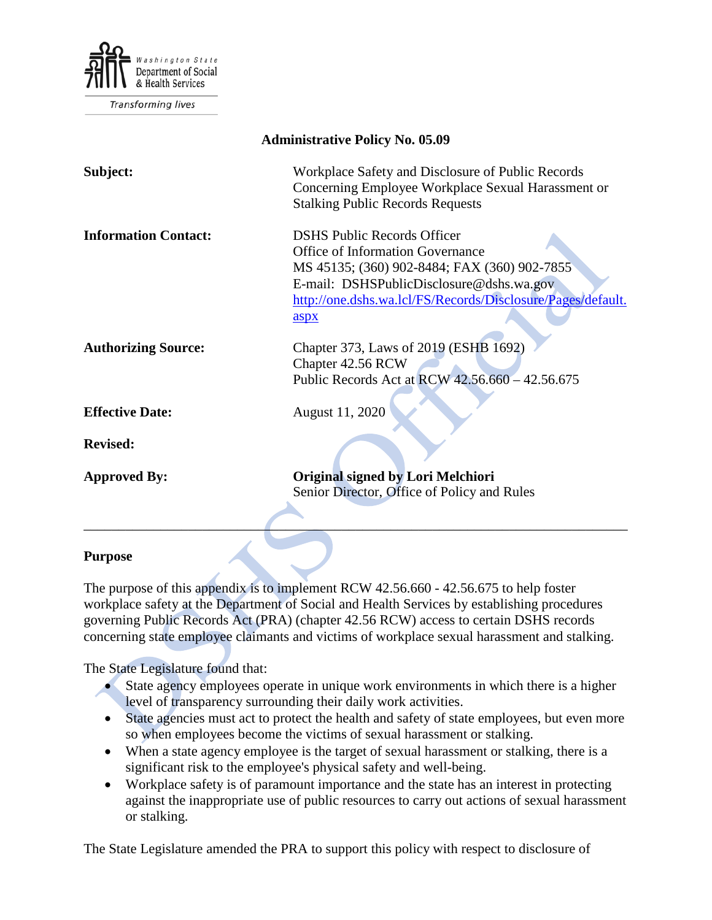Washington State Department of Social & Health Services

Transforming lives

# Administrative Policy No. 05.09

| | |
|---|---|
| **Subject:** | Workplace Safety and Disclosure of Public Records Concerning Employee Workplace Sexual Harassment or Stalking Public Records Requests |
| **Information Contact:** | DSHS Public Records Officer<br>Office of Information Governance<br>MS 45135; (360) 902-8484; FAX (360) 902-7855<br>E-mail: DSHSPublicDisclosure@dshs.wa.gov<br>[http://one.dshs.wa.lcl/FS/Records/Disclosure/Pages/default.aspx](http://one.dshs.wa.lcl/FS/Records/Disclosure/Pages/default.aspx) |
| **Authorizing Source:** | Chapter 373, Laws of 2019 (ESHB 1692)<br>Chapter 42.56 RCW<br>Public Records Act at RCW 42.56.660 – 42.56.675 |
| **Effective Date:** | August 11, 2020 |
| **Revised:** | |
| **Approved By:** | **Original signed by Lori Melchiori**<br>Senior Director, Office of Policy and Rules |

---

## Purpose

The purpose of this appendix is to implement RCW 42.56.660 - 42.56.675 to help foster workplace safety at the Department of Social and Health Services by establishing procedures governing Public Records Act (PRA) (chapter 42.56 RCW) access to certain DSHS records concerning state employee claimants and victims of workplace sexual harassment and stalking.

The State Legislature found that:

- State agency employees operate in unique work environments in which there is a higher level of transparency surrounding their daily work activities.
- State agencies must act to protect the health and safety of state employees, but even more so when employees become the victims of sexual harassment or stalking.
- When a state agency employee is the target of sexual harassment or stalking, there is a significant risk to the employee's physical safety and well-being.
- Workplace safety is of paramount importance and the state has an interest in protecting against the inappropriate use of public resources to carry out actions of sexual harassment or stalking.

The State Legislature amended the PRA to support this policy with respect to disclosure of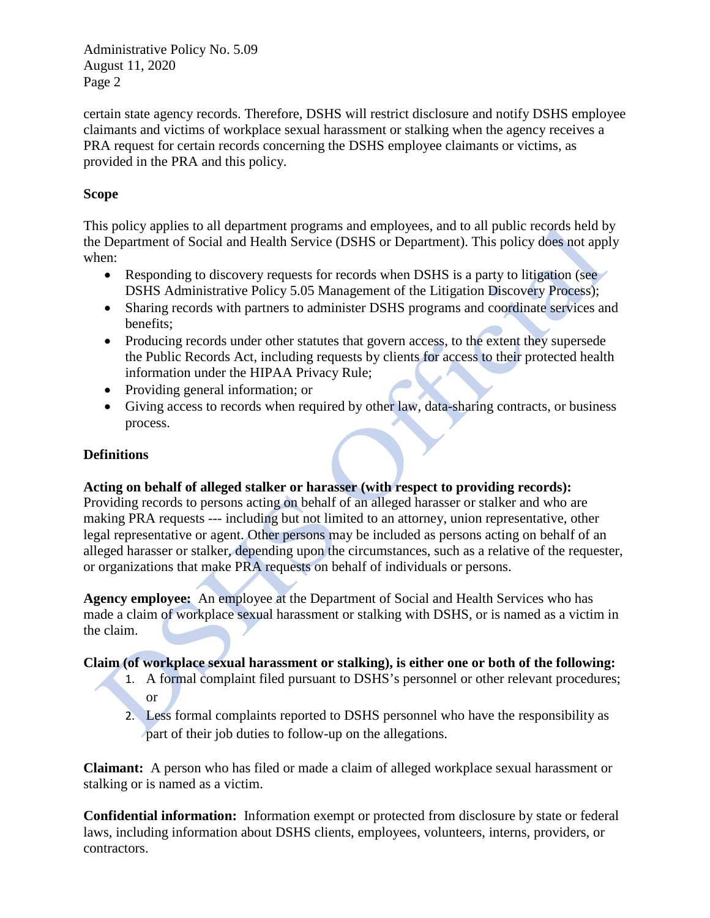certain state agency records. Therefore, DSHS will restrict disclosure and notify DSHS employee claimants and victims of workplace sexual harassment or stalking when the agency receives a PRA request for certain records concerning the DSHS employee claimants or victims, as provided in the PRA and this policy.

## Scope

This policy applies to all department programs and employees, and to all public records held by the Department of Social and Health Service (DSHS or Department). This policy does not apply when:

- Responding to discovery requests for records when DSHS is a party to litigation (see DSHS Administrative Policy 5.05 Management of the Litigation Discovery Process);
- Sharing records with partners to administer DSHS programs and coordinate services and benefits;
- Producing records under other statutes that govern access, to the extent they supersede the Public Records Act, including requests by clients for access to their protected health information under the HIPAA Privacy Rule;
- Providing general information; or
- Giving access to records when required by other law, data-sharing contracts, or business process.

## Definitions

**Acting on behalf of alleged stalker or harasser (with respect to providing records):** Providing records to persons acting on behalf of an alleged harasser or stalker and who are making PRA requests --- including but not limited to an attorney, union representative, other legal representative or agent. Other persons may be included as persons acting on behalf of an alleged harasser or stalker, depending upon the circumstances, such as a relative of the requester, or organizations that make PRA requests on behalf of individuals or persons.

**Agency employee:** An employee at the Department of Social and Health Services who has made a claim of workplace sexual harassment or stalking with DSHS, or is named as a victim in the claim.

**Claim (of workplace sexual harassment or stalking), is either one or both of the following:**

1. A formal complaint filed pursuant to DSHS's personnel or other relevant procedures; or
2. Less formal complaints reported to DSHS personnel who have the responsibility as part of their job duties to follow-up on the allegations.

**Claimant:** A person who has filed or made a claim of alleged workplace sexual harassment or stalking or is named as a victim.

**Confidential information:** Information exempt or protected from disclosure by state or federal laws, including information about DSHS clients, employees, volunteers, interns, providers, or contractors.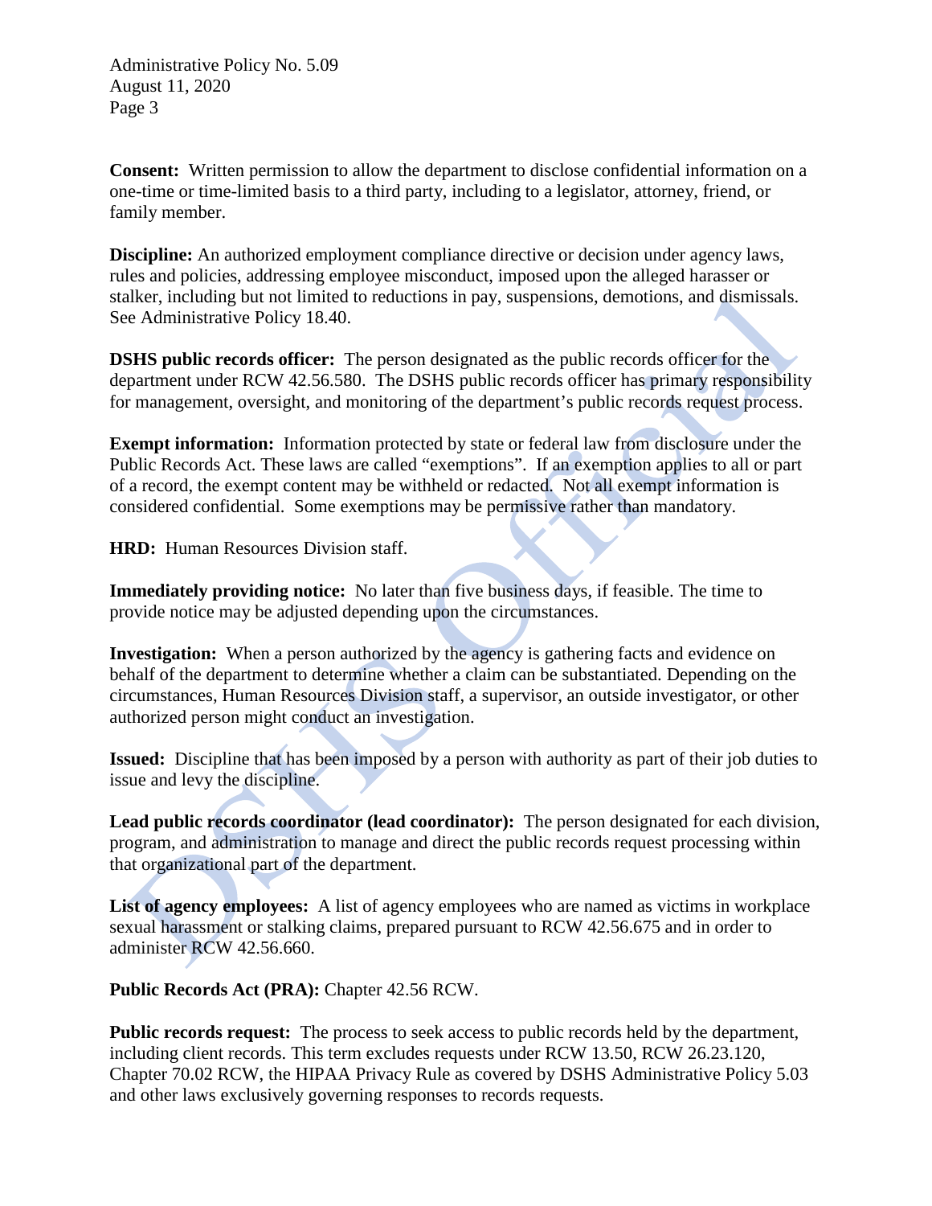**Consent:** Written permission to allow the department to disclose confidential information on a one-time or time-limited basis to a third party, including to a legislator, attorney, friend, or family member.

**Discipline:** An authorized employment compliance directive or decision under agency laws, rules and policies, addressing employee misconduct, imposed upon the alleged harasser or stalker, including but not limited to reductions in pay, suspensions, demotions, and dismissals. See Administrative Policy 18.40.

**DSHS public records officer:** The person designated as the public records officer for the department under RCW 42.56.580. The DSHS public records officer has primary responsibility for management, oversight, and monitoring of the department's public records request process.

**Exempt information:** Information protected by state or federal law from disclosure under the Public Records Act. These laws are called "exemptions". If an exemption applies to all or part of a record, the exempt content may be withheld or redacted. Not all exempt information is considered confidential. Some exemptions may be permissive rather than mandatory.

**HRD:** Human Resources Division staff.

**Immediately providing notice:** No later than five business days, if feasible. The time to provide notice may be adjusted depending upon the circumstances.

**Investigation:** When a person authorized by the agency is gathering facts and evidence on behalf of the department to determine whether a claim can be substantiated. Depending on the circumstances, Human Resources Division staff, a supervisor, an outside investigator, or other authorized person might conduct an investigation.

**Issued:** Discipline that has been imposed by a person with authority as part of their job duties to issue and levy the discipline.

**Lead public records coordinator (lead coordinator):** The person designated for each division, program, and administration to manage and direct the public records request processing within that organizational part of the department.

**List of agency employees:** A list of agency employees who are named as victims in workplace sexual harassment or stalking claims, prepared pursuant to RCW 42.56.675 and in order to administer RCW 42.56.660.

**Public Records Act (PRA):** Chapter 42.56 RCW.

**Public records request:** The process to seek access to public records held by the department, including client records. This term excludes requests under RCW 13.50, RCW 26.23.120, Chapter 70.02 RCW, the HIPAA Privacy Rule as covered by DSHS Administrative Policy 5.03 and other laws exclusively governing responses to records requests.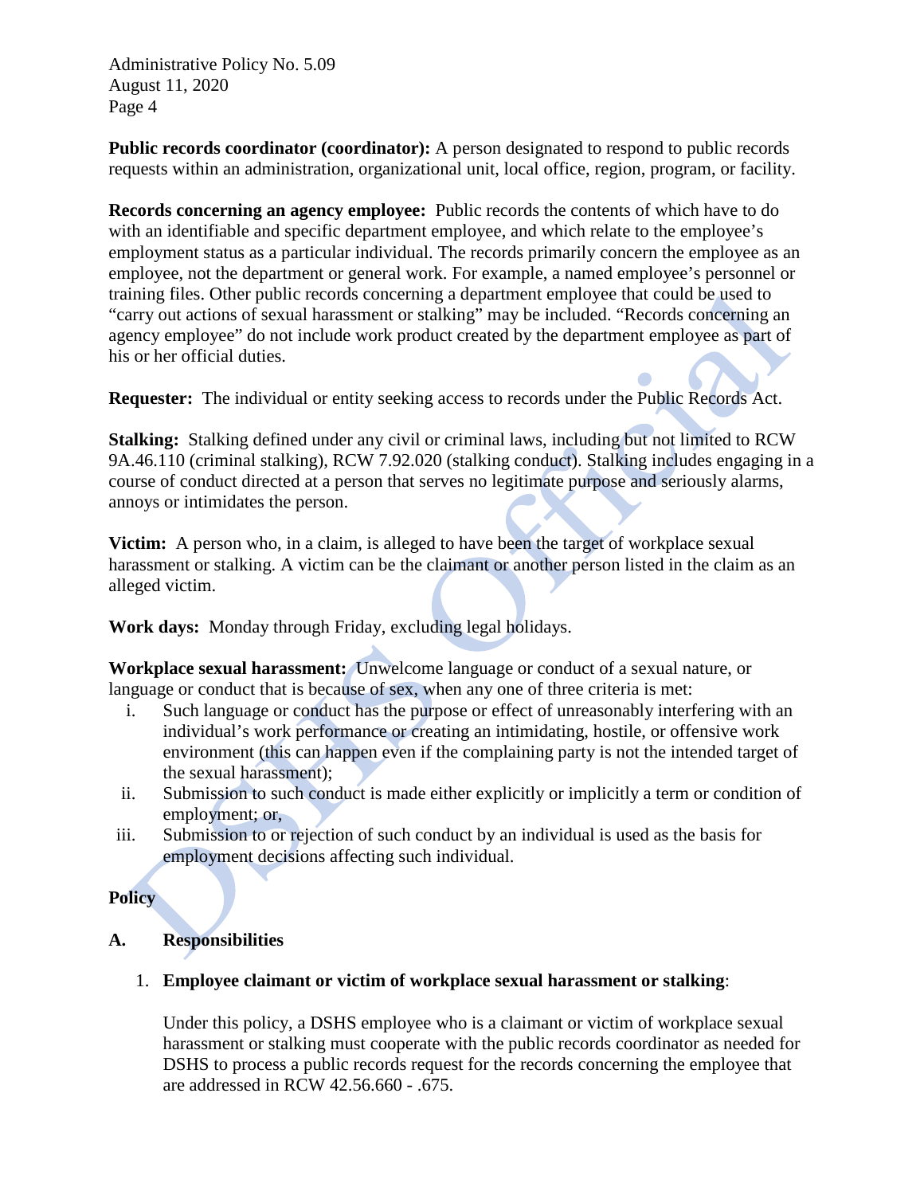**Public records coordinator (coordinator):** A person designated to respond to public records requests within an administration, organizational unit, local office, region, program, or facility.

**Records concerning an agency employee:** Public records the contents of which have to do with an identifiable and specific department employee, and which relate to the employee's employment status as a particular individual. The records primarily concern the employee as an employee, not the department or general work. For example, a named employee's personnel or training files. Other public records concerning a department employee that could be used to "carry out actions of sexual harassment or stalking" may be included. "Records concerning an agency employee" do not include work product created by the department employee as part of his or her official duties.

**Requester:** The individual or entity seeking access to records under the Public Records Act.

**Stalking:** Stalking defined under any civil or criminal laws, including but not limited to RCW 9A.46.110 (criminal stalking), RCW 7.92.020 (stalking conduct). Stalking includes engaging in a course of conduct directed at a person that serves no legitimate purpose and seriously alarms, annoys or intimidates the person.

**Victim:** A person who, in a claim, is alleged to have been the target of workplace sexual harassment or stalking. A victim can be the claimant or another person listed in the claim as an alleged victim.

**Work days:** Monday through Friday, excluding legal holidays.

**Workplace sexual harassment:** Unwelcome language or conduct of a sexual nature, or language or conduct that is because of sex, when any one of three criteria is met:

i. Such language or conduct has the purpose or effect of unreasonably interfering with an individual's work performance or creating an intimidating, hostile, or offensive work environment (this can happen even if the complaining party is not the intended target of the sexual harassment);
ii. Submission to such conduct is made either explicitly or implicitly a term or condition of employment; or,
iii. Submission to or rejection of such conduct by an individual is used as the basis for employment decisions affecting such individual.

## Policy

### A. Responsibilities

1. **Employee claimant or victim of workplace sexual harassment or stalking**:

   Under this policy, a DSHS employee who is a claimant or victim of workplace sexual harassment or stalking must cooperate with the public records coordinator as needed for DSHS to process a public records request for the records concerning the employee that are addressed in RCW 42.56.660 - .675.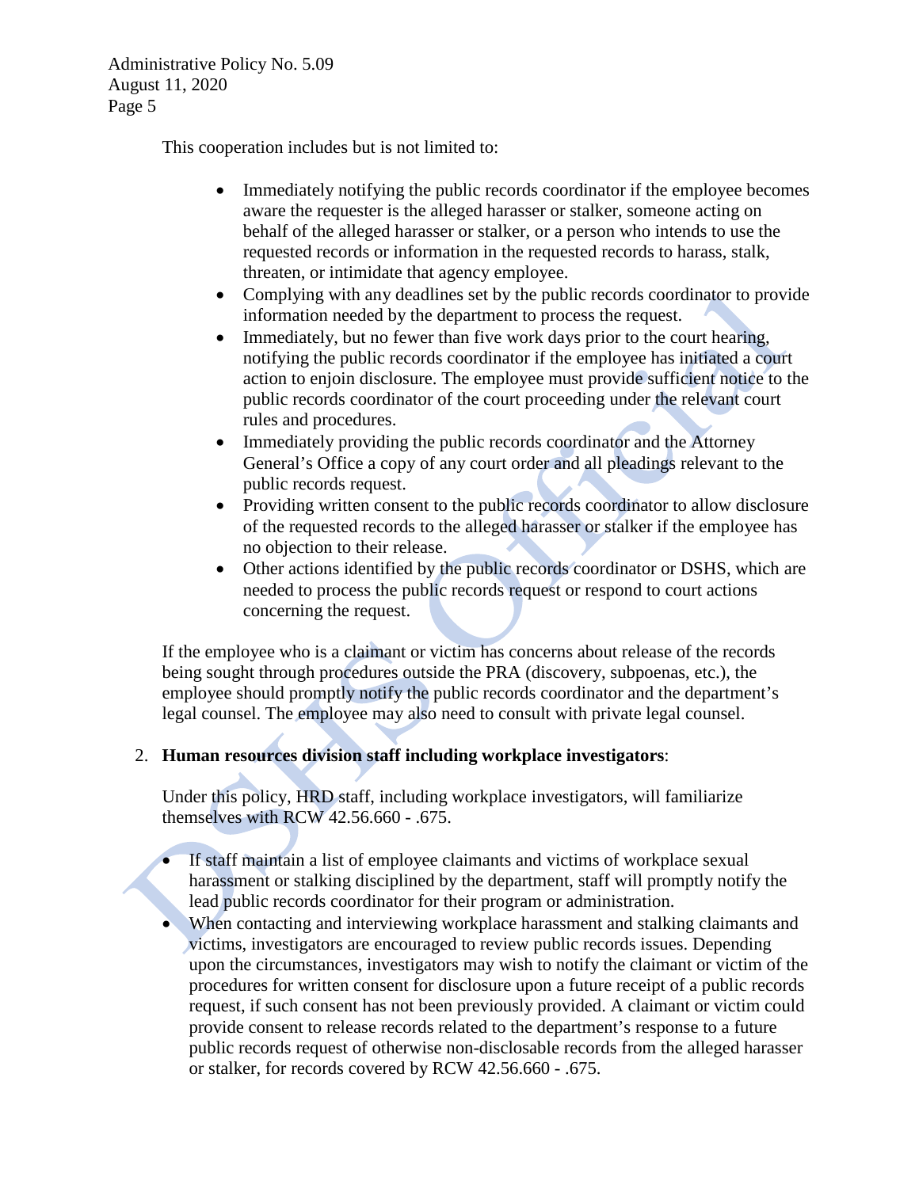This cooperation includes but is not limited to:

- Immediately notifying the public records coordinator if the employee becomes aware the requester is the alleged harasser or stalker, someone acting on behalf of the alleged harasser or stalker, or a person who intends to use the requested records or information in the requested records to harass, stalk, threaten, or intimidate that agency employee.
- Complying with any deadlines set by the public records coordinator to provide information needed by the department to process the request.
- Immediately, but no fewer than five work days prior to the court hearing, notifying the public records coordinator if the employee has initiated a court action to enjoin disclosure. The employee must provide sufficient notice to the public records coordinator of the court proceeding under the relevant court rules and procedures.
- Immediately providing the public records coordinator and the Attorney General's Office a copy of any court order and all pleadings relevant to the public records request.
- Providing written consent to the public records coordinator to allow disclosure of the requested records to the alleged harasser or stalker if the employee has no objection to their release.
- Other actions identified by the public records coordinator or DSHS, which are needed to process the public records request or respond to court actions concerning the request.

If the employee who is a claimant or victim has concerns about release of the records being sought through procedures outside the PRA (discovery, subpoenas, etc.), the employee should promptly notify the public records coordinator and the department's legal counsel. The employee may also need to consult with private legal counsel.

2. **Human resources division staff including workplace investigators**:

   Under this policy, HRD staff, including workplace investigators, will familiarize themselves with RCW 42.56.660 - .675.

   - If staff maintain a list of employee claimants and victims of workplace sexual harassment or stalking disciplined by the department, staff will promptly notify the lead public records coordinator for their program or administration.
   - When contacting and interviewing workplace harassment and stalking claimants and victims, investigators are encouraged to review public records issues. Depending upon the circumstances, investigators may wish to notify the claimant or victim of the procedures for written consent for disclosure upon a future receipt of a public records request, if such consent has not been previously provided. A claimant or victim could provide consent to release records related to the department's response to a future public records request of otherwise non-disclosable records from the alleged harasser or stalker, for records covered by RCW 42.56.660 - .675.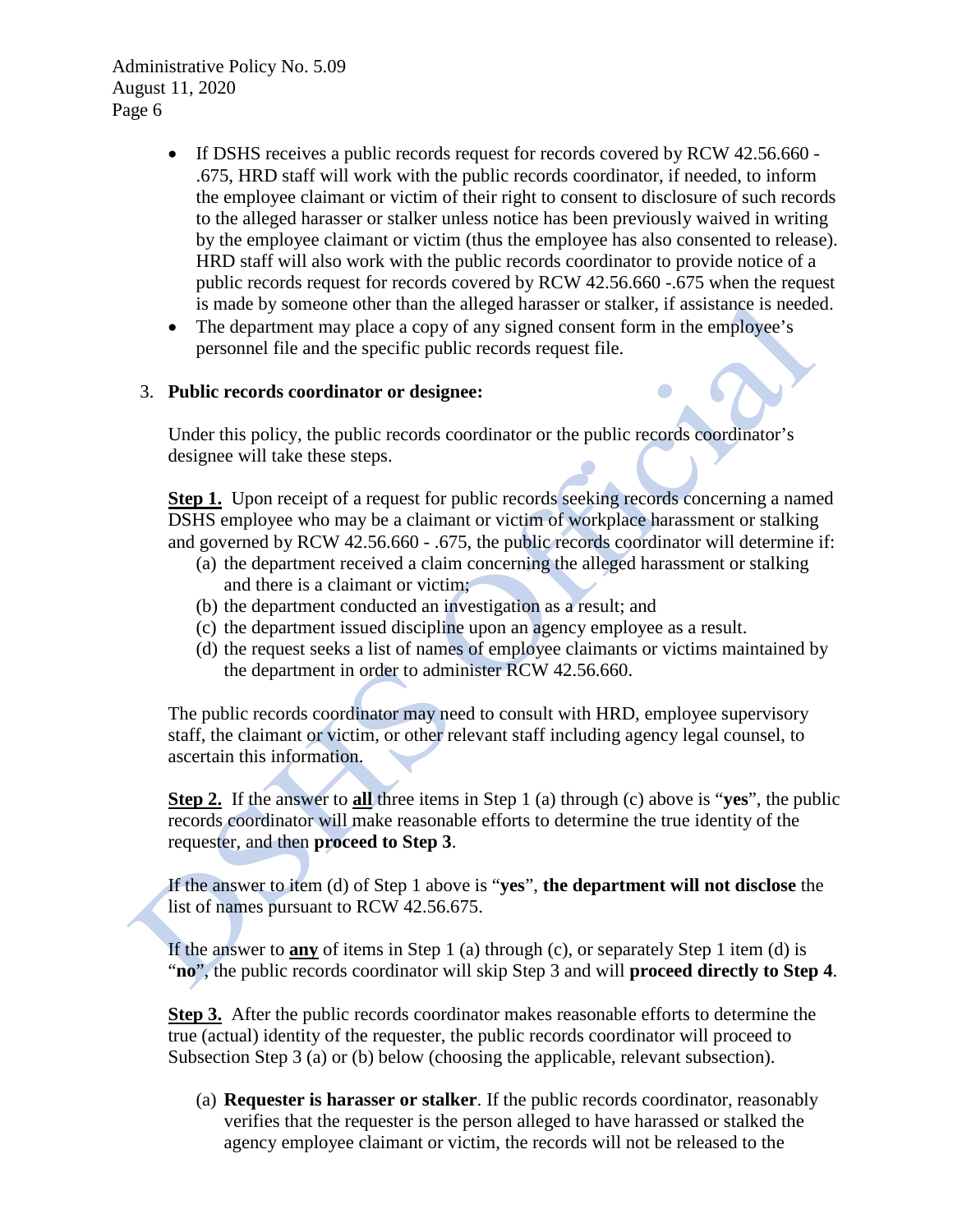- If DSHS receives a public records request for records covered by RCW 42.56.660 - .675, HRD staff will work with the public records coordinator, if needed, to inform the employee claimant or victim of their right to consent to disclosure of such records to the alleged harasser or stalker unless notice has been previously waived in writing by the employee claimant or victim (thus the employee has also consented to release). HRD staff will also work with the public records coordinator to provide notice of a public records request for records covered by RCW 42.56.660 -.675 when the request is made by someone other than the alleged harasser or stalker, if assistance is needed.
- The department may place a copy of any signed consent form in the employee's personnel file and the specific public records request file.

3. **Public records coordinator or designee:**

Under this policy, the public records coordinator or the public records coordinator's designee will take these steps.

**Step 1.** Upon receipt of a request for public records seeking records concerning a named DSHS employee who may be a claimant or victim of workplace harassment or stalking and governed by RCW 42.56.660 - .675, the public records coordinator will determine if:

(a) the department received a claim concerning the alleged harassment or stalking and there is a claimant or victim;
(b) the department conducted an investigation as a result; and
(c) the department issued discipline upon an agency employee as a result.
(d) the request seeks a list of names of employee claimants or victims maintained by the department in order to administer RCW 42.56.660.

The public records coordinator may need to consult with HRD, employee supervisory staff, the claimant or victim, or other relevant staff including agency legal counsel, to ascertain this information.

**Step 2.** If the answer to **all** three items in Step 1 (a) through (c) above is "**yes**", the public records coordinator will make reasonable efforts to determine the true identity of the requester, and then **proceed to Step 3**.

If the answer to item (d) of Step 1 above is "**yes**", **the department will not disclose** the list of names pursuant to RCW 42.56.675.

If the answer to **any** of items in Step 1 (a) through (c), or separately Step 1 item (d) is "**no**", the public records coordinator will skip Step 3 and will **proceed directly to Step 4**.

**Step 3.** After the public records coordinator makes reasonable efforts to determine the true (actual) identity of the requester, the public records coordinator will proceed to Subsection Step 3 (a) or (b) below (choosing the applicable, relevant subsection).

(a) **Requester is harasser or stalker**. If the public records coordinator, reasonably verifies that the requester is the person alleged to have harassed or stalked the agency employee claimant or victim, the records will not be released to the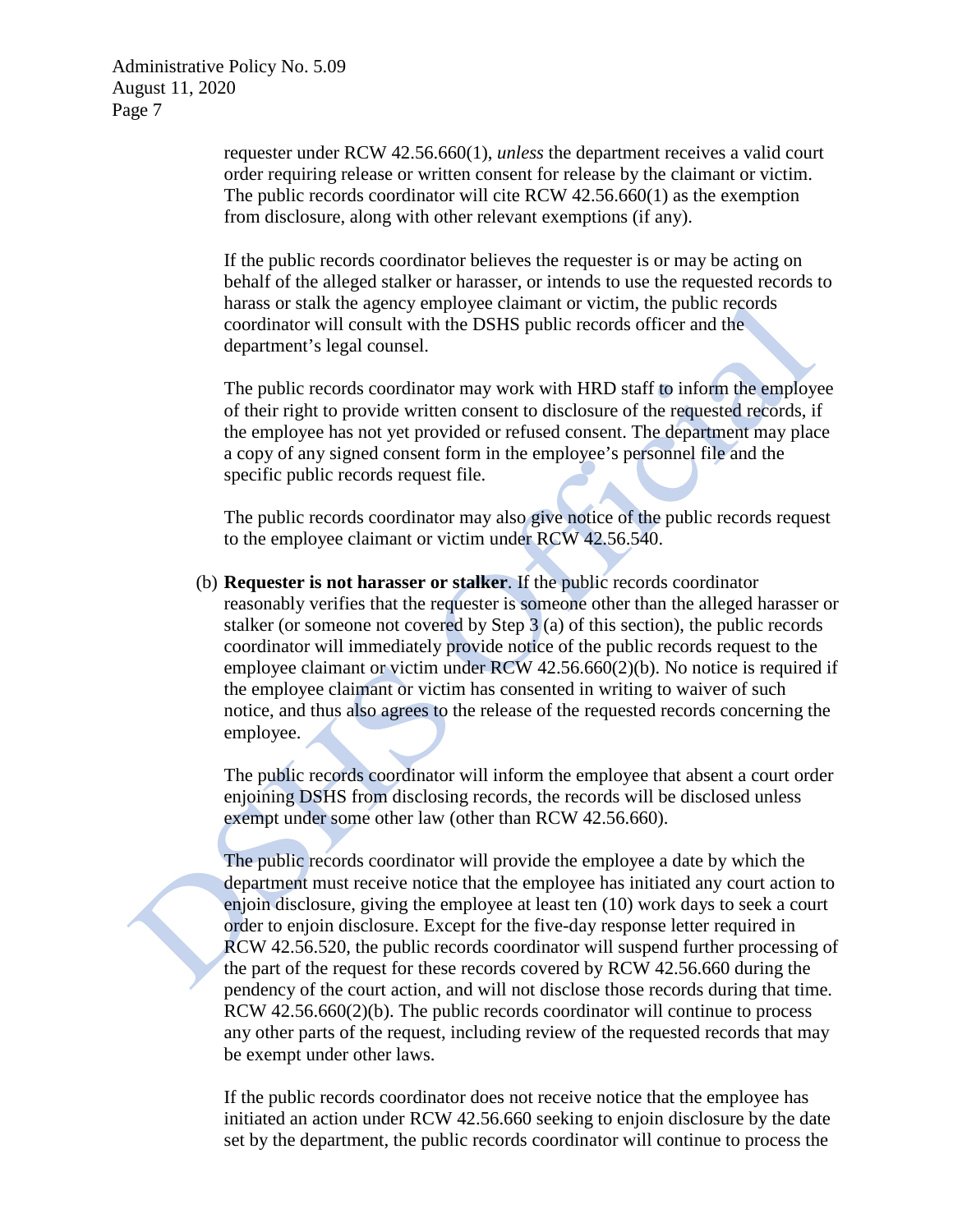requester under RCW 42.56.660(1), *unless* the department receives a valid court order requiring release or written consent for release by the claimant or victim. The public records coordinator will cite RCW 42.56.660(1) as the exemption from disclosure, along with other relevant exemptions (if any).

If the public records coordinator believes the requester is or may be acting on behalf of the alleged stalker or harasser, or intends to use the requested records to harass or stalk the agency employee claimant or victim, the public records coordinator will consult with the DSHS public records officer and the department's legal counsel.

The public records coordinator may work with HRD staff to inform the employee of their right to provide written consent to disclosure of the requested records, if the employee has not yet provided or refused consent. The department may place a copy of any signed consent form in the employee's personnel file and the specific public records request file.

The public records coordinator may also give notice of the public records request to the employee claimant or victim under RCW 42.56.540.

(b) **Requester is not harasser or stalker**. If the public records coordinator reasonably verifies that the requester is someone other than the alleged harasser or stalker (or someone not covered by Step 3 (a) of this section), the public records coordinator will immediately provide notice of the public records request to the employee claimant or victim under RCW 42.56.660(2)(b). No notice is required if the employee claimant or victim has consented in writing to waiver of such notice, and thus also agrees to the release of the requested records concerning the employee.

The public records coordinator will inform the employee that absent a court order enjoining DSHS from disclosing records, the records will be disclosed unless exempt under some other law (other than RCW 42.56.660).

The public records coordinator will provide the employee a date by which the department must receive notice that the employee has initiated any court action to enjoin disclosure, giving the employee at least ten (10) work days to seek a court order to enjoin disclosure. Except for the five-day response letter required in RCW 42.56.520, the public records coordinator will suspend further processing of the part of the request for these records covered by RCW 42.56.660 during the pendency of the court action, and will not disclose those records during that time. RCW 42.56.660(2)(b). The public records coordinator will continue to process any other parts of the request, including review of the requested records that may be exempt under other laws.

If the public records coordinator does not receive notice that the employee has initiated an action under RCW 42.56.660 seeking to enjoin disclosure by the date set by the department, the public records coordinator will continue to process the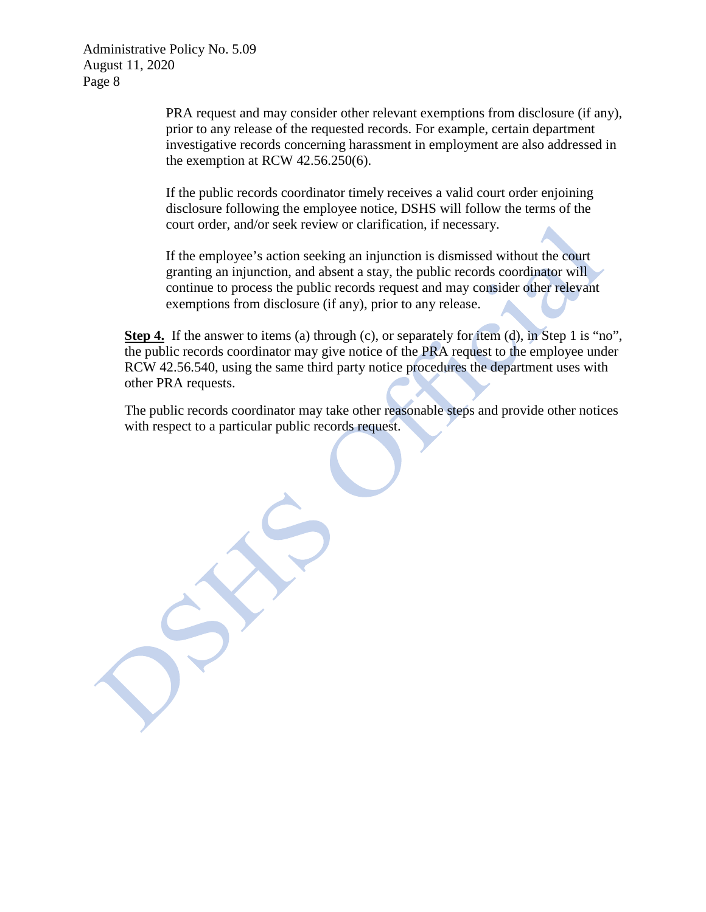PRA request and may consider other relevant exemptions from disclosure (if any), prior to any release of the requested records. For example, certain department investigative records concerning harassment in employment are also addressed in the exemption at RCW 42.56.250(6).

If the public records coordinator timely receives a valid court order enjoining disclosure following the employee notice, DSHS will follow the terms of the court order, and/or seek review or clarification, if necessary.

If the employee's action seeking an injunction is dismissed without the court granting an injunction, and absent a stay, the public records coordinator will continue to process the public records request and may consider other relevant exemptions from disclosure (if any), prior to any release.

**Step 4.** If the answer to items (a) through (c), or separately for item (d), in Step 1 is "no", the public records coordinator may give notice of the PRA request to the employee under RCW 42.56.540, using the same third party notice procedures the department uses with other PRA requests.

The public records coordinator may take other reasonable steps and provide other notices with respect to a particular public records request.